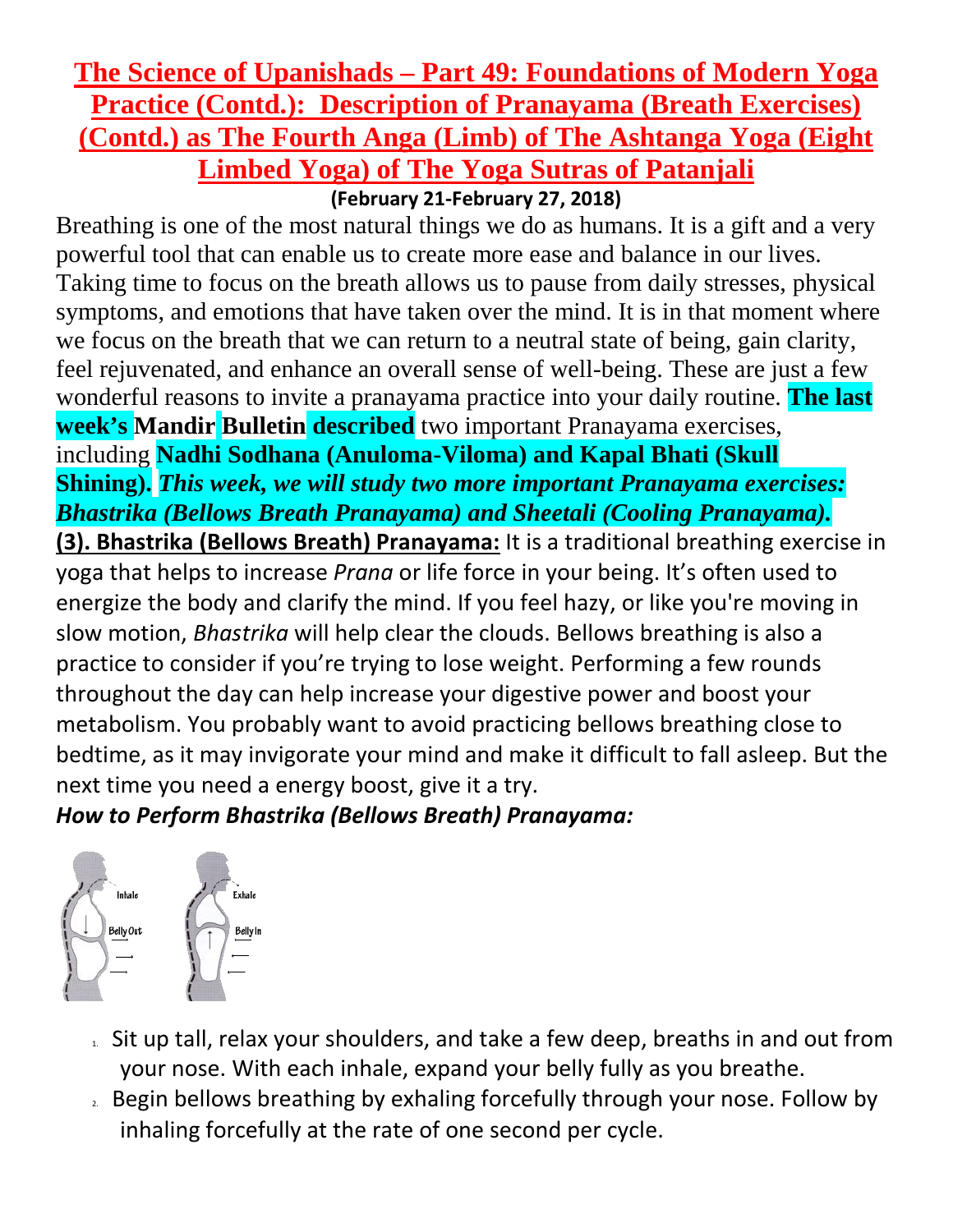# The Science of Upanishads – Part 49: Foundations of Modern Yoga Practice (Contd.): Description of Pranayama (Breath Exercises) (Contd.) as The Fourth Anga (Limb) of The Ashtanga Yoga (Eight Limbed Yoga) of The Yoga Sutras of Patanjali

**(February 21-February 27, 2018)**

Breathing is one of the most natural things we do as humans. It is a gift and a very powerful tool that can enable us to create more ease and balance in our lives. Taking time to focus on the breath allows us to pause from daily stresses, physical symptoms, and emotions that have taken over the mind. It is in that moment where we focus on the breath that we can return to a neutral state of being, gain clarity, feel rejuvenated, and enhance an overall sense of well-being. These are just a few wonderful reasons to invite a pranayama practice into your daily routine. **The last week's Mandir Bulletin described** two important Pranayama exercises, including **Nadhi Sodhana (Anuloma-Viloma) and Kapal Bhati (Skull Shining).** ***This week, we will study two more important Pranayama exercises: Bhastrika (Bellows Breath Pranayama) and Sheetali (Cooling Pranayama).***

**(3). Bhastrika (Bellows Breath) Pranayama:** It is a traditional breathing exercise in yoga that helps to increase *Prana* or life force in your being. It's often used to energize the body and clarify the mind. If you feel hazy, or like you're moving in slow motion, *Bhastrika* will help clear the clouds. Bellows breathing is also a practice to consider if you're trying to lose weight. Performing a few rounds throughout the day can help increase your digestive power and boost your metabolism. You probably want to avoid practicing bellows breathing close to bedtime, as it may invigorate your mind and make it difficult to fall asleep. But the next time you need a energy boost, give it a try.

***How to Perform Bhastrika (Bellows Breath) Pranayama:***

Inhale — Belly Out    Exhale — Belly In

1. Sit up tall, relax your shoulders, and take a few deep, breaths in and out from your nose. With each inhale, expand your belly fully as you breathe.
2. Begin bellows breathing by exhaling forcefully through your nose. Follow by inhaling forcefully at the rate of one second per cycle.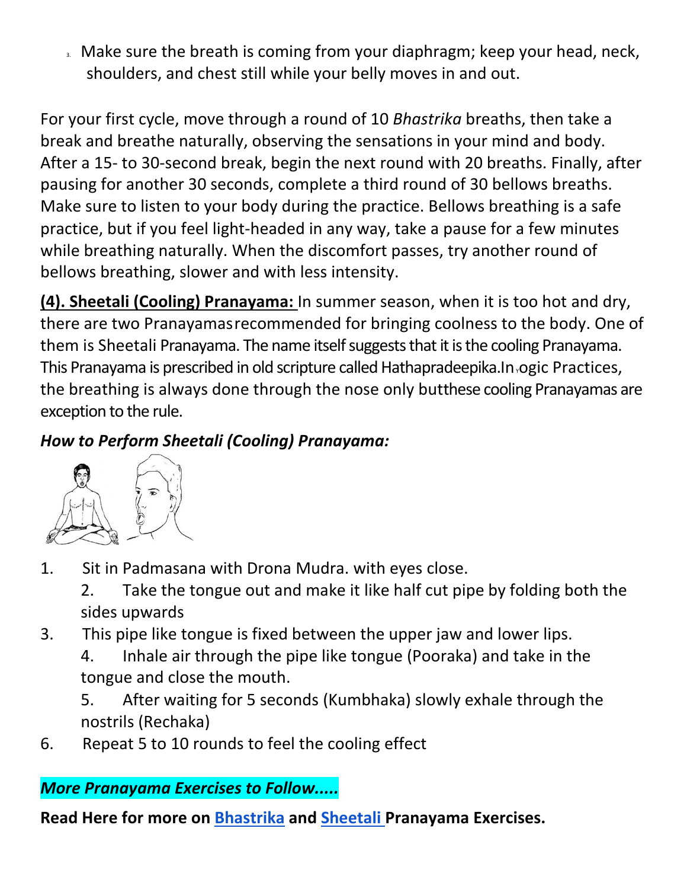3. Make sure the breath is coming from your diaphragm; keep your head, neck, shoulders, and chest still while your belly moves in and out.

For your first cycle, move through a round of 10 *Bhastrika* breaths, then take a break and breathe naturally, observing the sensations in your mind and body. After a 15- to 30-second break, begin the next round with 20 breaths. Finally, after pausing for another 30 seconds, complete a third round of 30 bellows breaths. Make sure to listen to your body during the practice. Bellows breathing is a safe practice, but if you feel light-headed in any way, take a pause for a few minutes while breathing naturally. When the discomfort passes, try another round of bellows breathing, slower and with less intensity.

**(4). Sheetali (Cooling) Pranayama:** In summer season, when it is too hot and dry, there are two Pranayamas recommended for bringing coolness to the body. One of them is Sheetali Pranayama. The name itself suggests that it is the cooling Pranayama. This Pranayama is prescribed in old scripture called Hathapradeepika.In yogic Practices, the breathing is always done through the nose only but these cooling Pranayamas are exception to the rule.

***How to Perform Sheetali (Cooling) Pranayama:***

1. Sit in Padmasana with Drona Mudra. with eyes close.
2. Take the tongue out and make it like half cut pipe by folding both the sides upwards
3. This pipe like tongue is fixed between the upper jaw and lower lips.
4. Inhale air through the pipe like tongue (Pooraka) and take in the tongue and close the mouth.
5. After waiting for 5 seconds (Kumbhaka) slowly exhale through the nostrils (Rechaka)
6. Repeat 5 to 10 rounds to feel the cooling effect

***More Pranayama Exercises to Follow.....***

**Read Here for more on Bhastrika and Sheetali Pranayama Exercises.**